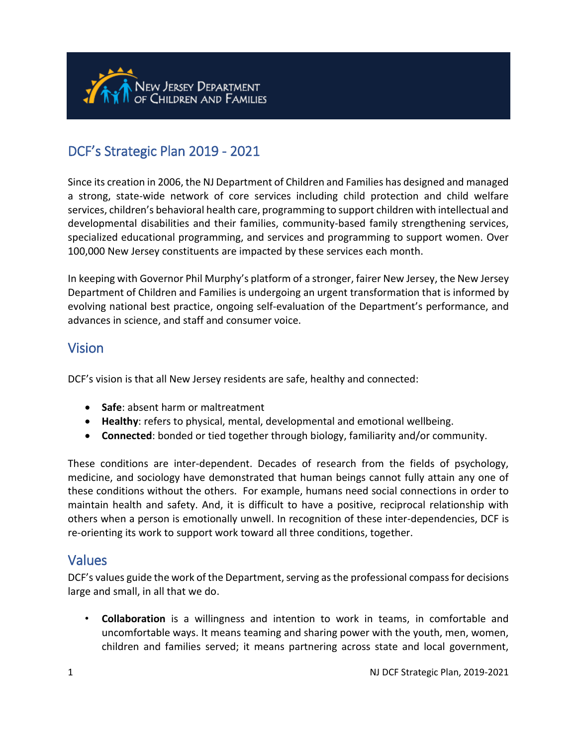New Jersey Department of Children and Families

# DCF's Strategic Plan 2019 - 2021

Since its creation in 2006, the NJ Department of Children and Families has designed and managed a strong, state-wide network of core services including child protection and child welfare services, children's behavioral health care, programming to support children with intellectual and developmental disabilities and their families, community-based family strengthening services, specialized educational programming, and services and programming to support women. Over 100,000 New Jersey constituents are impacted by these services each month.

In keeping with Governor Phil Murphy's platform of a stronger, fairer New Jersey, the New Jersey Department of Children and Families is undergoing an urgent transformation that is informed by evolving national best practice, ongoing self-evaluation of the Department's performance, and advances in science, and staff and consumer voice.

## Vision

DCF's vision is that all New Jersey residents are safe, healthy and connected:

- **Safe**: absent harm or maltreatment
- **Healthy**: refers to physical, mental, developmental and emotional wellbeing.
- **Connected**: bonded or tied together through biology, familiarity and/or community.

These conditions are inter-dependent. Decades of research from the fields of psychology, medicine, and sociology have demonstrated that human beings cannot fully attain any one of these conditions without the others. For example, humans need social connections in order to maintain health and safety. And, it is difficult to have a positive, reciprocal relationship with others when a person is emotionally unwell. In recognition of these inter-dependencies, DCF is re-orienting its work to support work toward all three conditions, together.

## Values

DCF's values guide the work of the Department, serving as the professional compass for decisions large and small, in all that we do.

- **Collaboration** is a willingness and intention to work in teams, in comfortable and uncomfortable ways. It means teaming and sharing power with the youth, men, women, children and families served; it means partnering across state and local government,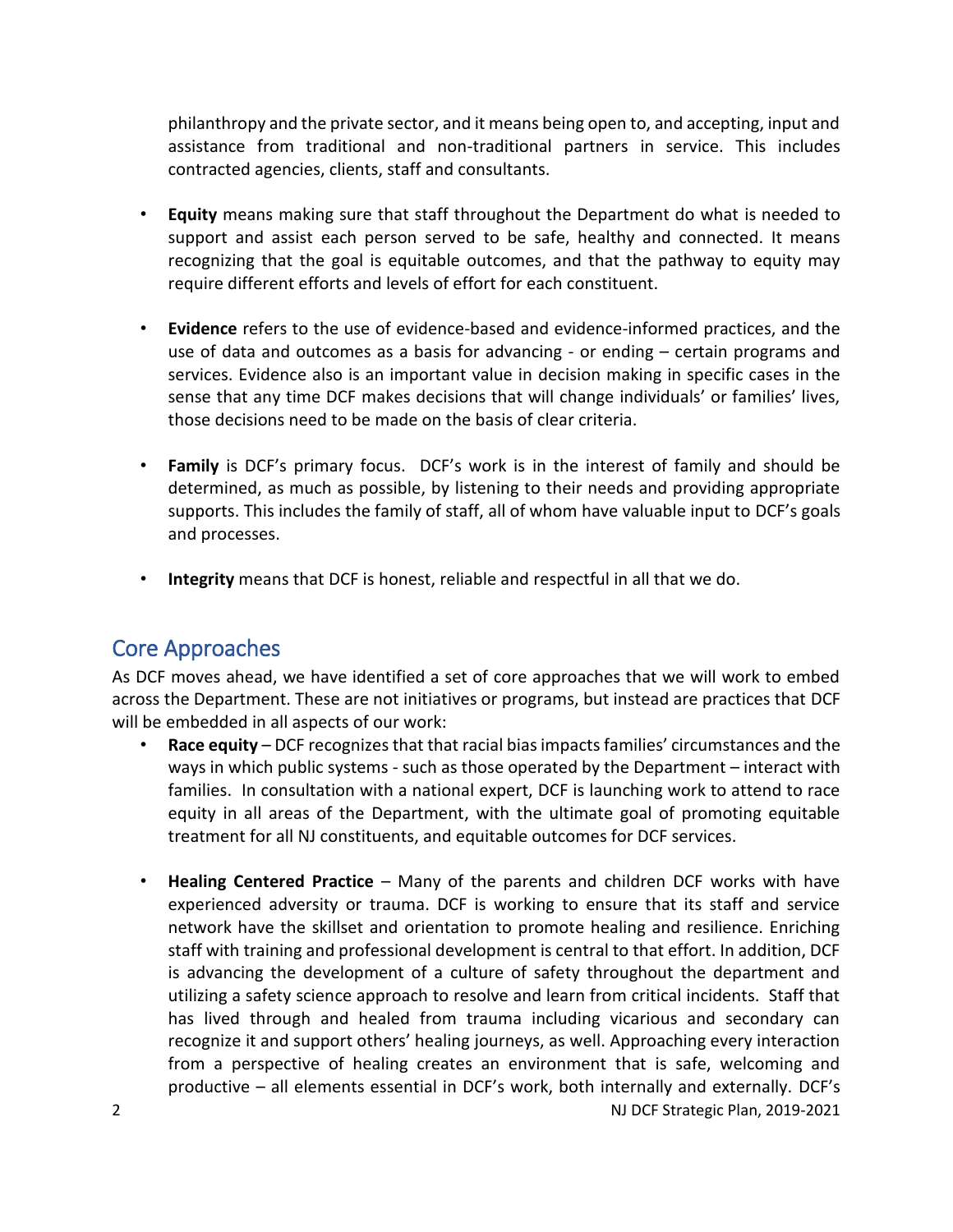philanthropy and the private sector, and it means being open to, and accepting, input and assistance from traditional and non-traditional partners in service. This includes contracted agencies, clients, staff and consultants.

- **Equity** means making sure that staff throughout the Department do what is needed to support and assist each person served to be safe, healthy and connected. It means recognizing that the goal is equitable outcomes, and that the pathway to equity may require different efforts and levels of effort for each constituent.

- **Evidence** refers to the use of evidence-based and evidence-informed practices, and the use of data and outcomes as a basis for advancing - or ending – certain programs and services. Evidence also is an important value in decision making in specific cases in the sense that any time DCF makes decisions that will change individuals' or families' lives, those decisions need to be made on the basis of clear criteria.

- **Family** is DCF's primary focus. DCF's work is in the interest of family and should be determined, as much as possible, by listening to their needs and providing appropriate supports. This includes the family of staff, all of whom have valuable input to DCF's goals and processes.

- **Integrity** means that DCF is honest, reliable and respectful in all that we do.

## Core Approaches

As DCF moves ahead, we have identified a set of core approaches that we will work to embed across the Department. These are not initiatives or programs, but instead are practices that DCF will be embedded in all aspects of our work:

- **Race equity** – DCF recognizes that that racial bias impacts families' circumstances and the ways in which public systems - such as those operated by the Department – interact with families. In consultation with a national expert, DCF is launching work to attend to race equity in all areas of the Department, with the ultimate goal of promoting equitable treatment for all NJ constituents, and equitable outcomes for DCF services.

- **Healing Centered Practice** – Many of the parents and children DCF works with have experienced adversity or trauma. DCF is working to ensure that its staff and service network have the skillset and orientation to promote healing and resilience. Enriching staff with training and professional development is central to that effort. In addition, DCF is advancing the development of a culture of safety throughout the department and utilizing a safety science approach to resolve and learn from critical incidents. Staff that has lived through and healed from trauma including vicarious and secondary can recognize it and support others' healing journeys, as well. Approaching every interaction from a perspective of healing creates an environment that is safe, welcoming and productive – all elements essential in DCF's work, both internally and externally. DCF's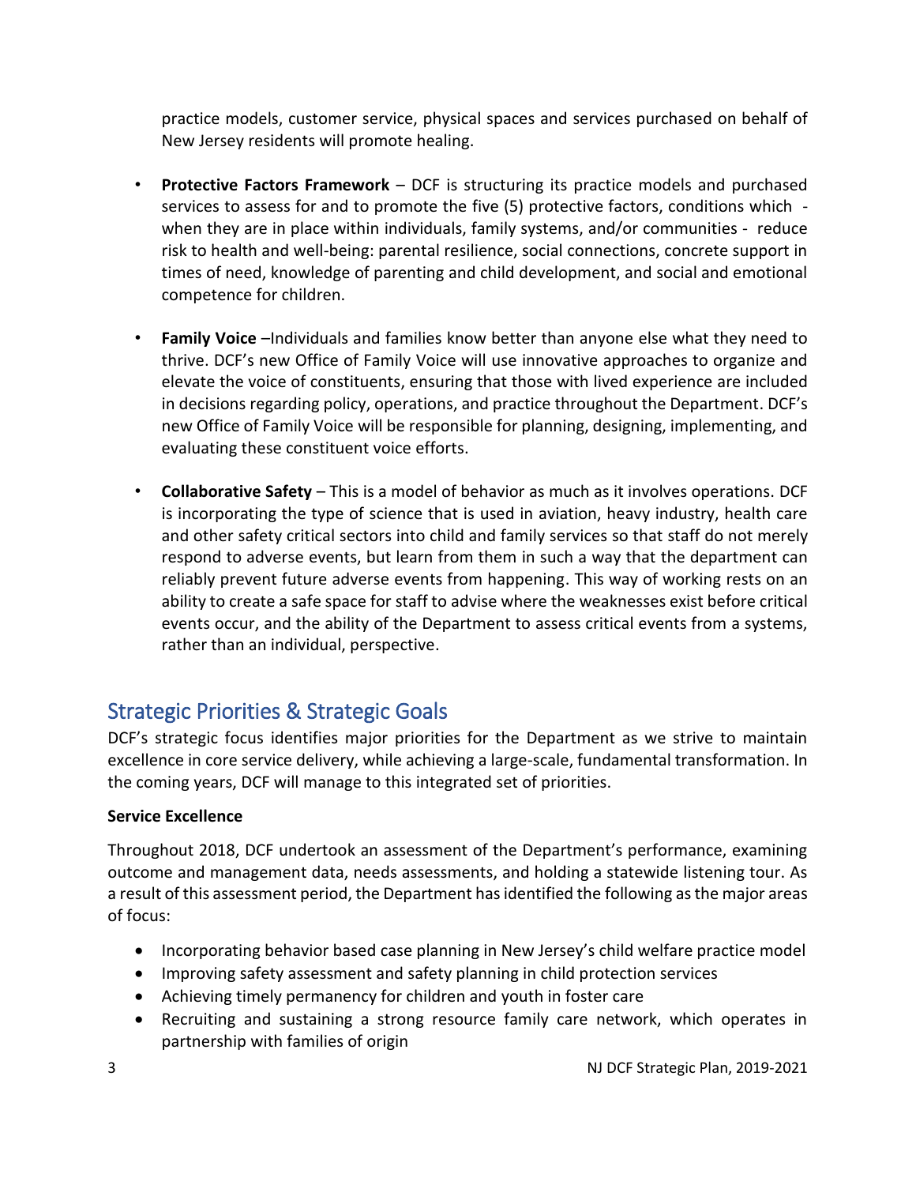practice models, customer service, physical spaces and services purchased on behalf of New Jersey residents will promote healing.

- **Protective Factors Framework** – DCF is structuring its practice models and purchased services to assess for and to promote the five (5) protective factors, conditions which - when they are in place within individuals, family systems, and/or communities - reduce risk to health and well-being: parental resilience, social connections, concrete support in times of need, knowledge of parenting and child development, and social and emotional competence for children.

- **Family Voice** –Individuals and families know better than anyone else what they need to thrive. DCF's new Office of Family Voice will use innovative approaches to organize and elevate the voice of constituents, ensuring that those with lived experience are included in decisions regarding policy, operations, and practice throughout the Department. DCF's new Office of Family Voice will be responsible for planning, designing, implementing, and evaluating these constituent voice efforts.

- **Collaborative Safety** – This is a model of behavior as much as it involves operations. DCF is incorporating the type of science that is used in aviation, heavy industry, health care and other safety critical sectors into child and family services so that staff do not merely respond to adverse events, but learn from them in such a way that the department can reliably prevent future adverse events from happening. This way of working rests on an ability to create a safe space for staff to advise where the weaknesses exist before critical events occur, and the ability of the Department to assess critical events from a systems, rather than an individual, perspective.

## Strategic Priorities & Strategic Goals

DCF's strategic focus identifies major priorities for the Department as we strive to maintain excellence in core service delivery, while achieving a large-scale, fundamental transformation. In the coming years, DCF will manage to this integrated set of priorities.

**Service Excellence**

Throughout 2018, DCF undertook an assessment of the Department's performance, examining outcome and management data, needs assessments, and holding a statewide listening tour. As a result of this assessment period, the Department has identified the following as the major areas of focus:

- Incorporating behavior based case planning in New Jersey's child welfare practice model
- Improving safety assessment and safety planning in child protection services
- Achieving timely permanency for children and youth in foster care
- Recruiting and sustaining a strong resource family care network, which operates in partnership with families of origin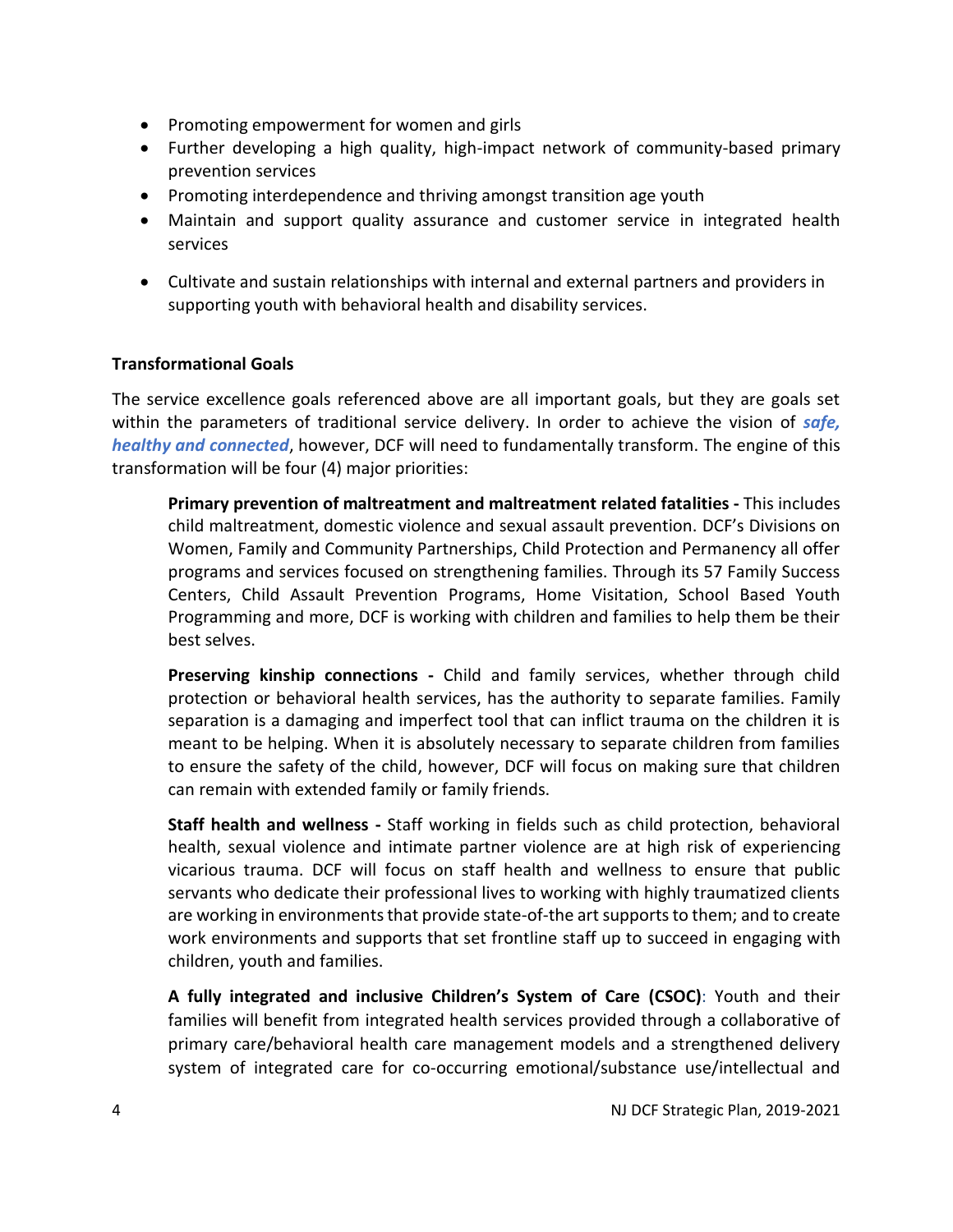- Promoting empowerment for women and girls
- Further developing a high quality, high-impact network of community-based primary prevention services
- Promoting interdependence and thriving amongst transition age youth
- Maintain and support quality assurance and customer service in integrated health services
- Cultivate and sustain relationships with internal and external partners and providers in supporting youth with behavioral health and disability services.

**Transformational Goals**

The service excellence goals referenced above are all important goals, but they are goals set within the parameters of traditional service delivery. In order to achieve the vision of ***safe, healthy and connected***, however, DCF will need to fundamentally transform. The engine of this transformation will be four (4) major priorities:

> **Primary prevention of maltreatment and maltreatment related fatalities -** This includes child maltreatment, domestic violence and sexual assault prevention. DCF's Divisions on Women, Family and Community Partnerships, Child Protection and Permanency all offer programs and services focused on strengthening families. Through its 57 Family Success Centers, Child Assault Prevention Programs, Home Visitation, School Based Youth Programming and more, DCF is working with children and families to help them be their best selves.
>
> **Preserving kinship connections -** Child and family services, whether through child protection or behavioral health services, has the authority to separate families. Family separation is a damaging and imperfect tool that can inflict trauma on the children it is meant to be helping. When it is absolutely necessary to separate children from families to ensure the safety of the child, however, DCF will focus on making sure that children can remain with extended family or family friends.
>
> **Staff health and wellness -** Staff working in fields such as child protection, behavioral health, sexual violence and intimate partner violence are at high risk of experiencing vicarious trauma. DCF will focus on staff health and wellness to ensure that public servants who dedicate their professional lives to working with highly traumatized clients are working in environments that provide state-of-the art supports to them; and to create work environments and supports that set frontline staff up to succeed in engaging with children, youth and families.
>
> **A fully integrated and inclusive Children's System of Care (CSOC)**: Youth and their families will benefit from integrated health services provided through a collaborative of primary care/behavioral health care management models and a strengthened delivery system of integrated care for co-occurring emotional/substance use/intellectual and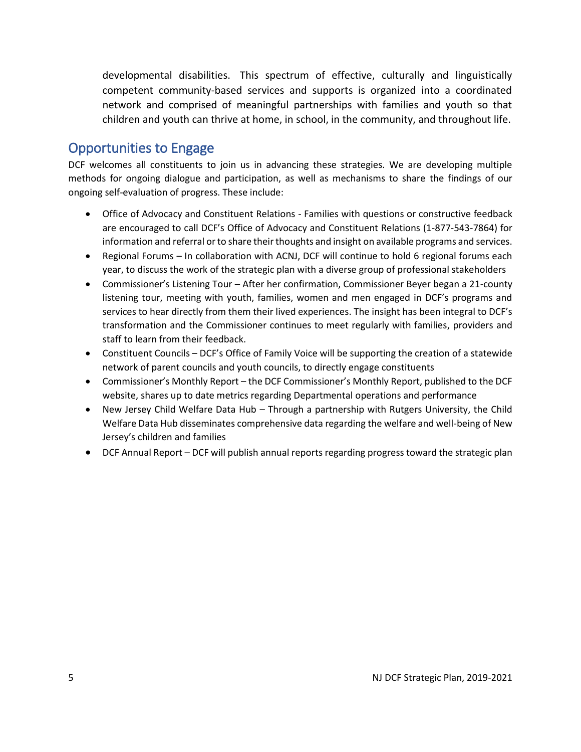developmental disabilities. This spectrum of effective, culturally and linguistically competent community-based services and supports is organized into a coordinated network and comprised of meaningful partnerships with families and youth so that children and youth can thrive at home, in school, in the community, and throughout life.

## Opportunities to Engage

DCF welcomes all constituents to join us in advancing these strategies. We are developing multiple methods for ongoing dialogue and participation, as well as mechanisms to share the findings of our ongoing self-evaluation of progress. These include:

- Office of Advocacy and Constituent Relations - Families with questions or constructive feedback are encouraged to call DCF's Office of Advocacy and Constituent Relations (1-877-543-7864) for information and referral or to share their thoughts and insight on available programs and services.
- Regional Forums – In collaboration with ACNJ, DCF will continue to hold 6 regional forums each year, to discuss the work of the strategic plan with a diverse group of professional stakeholders
- Commissioner's Listening Tour – After her confirmation, Commissioner Beyer began a 21-county listening tour, meeting with youth, families, women and men engaged in DCF's programs and services to hear directly from them their lived experiences. The insight has been integral to DCF's transformation and the Commissioner continues to meet regularly with families, providers and staff to learn from their feedback.
- Constituent Councils – DCF's Office of Family Voice will be supporting the creation of a statewide network of parent councils and youth councils, to directly engage constituents
- Commissioner's Monthly Report – the DCF Commissioner's Monthly Report, published to the DCF website, shares up to date metrics regarding Departmental operations and performance
- New Jersey Child Welfare Data Hub – Through a partnership with Rutgers University, the Child Welfare Data Hub disseminates comprehensive data regarding the welfare and well-being of New Jersey's children and families
- DCF Annual Report – DCF will publish annual reports regarding progress toward the strategic plan